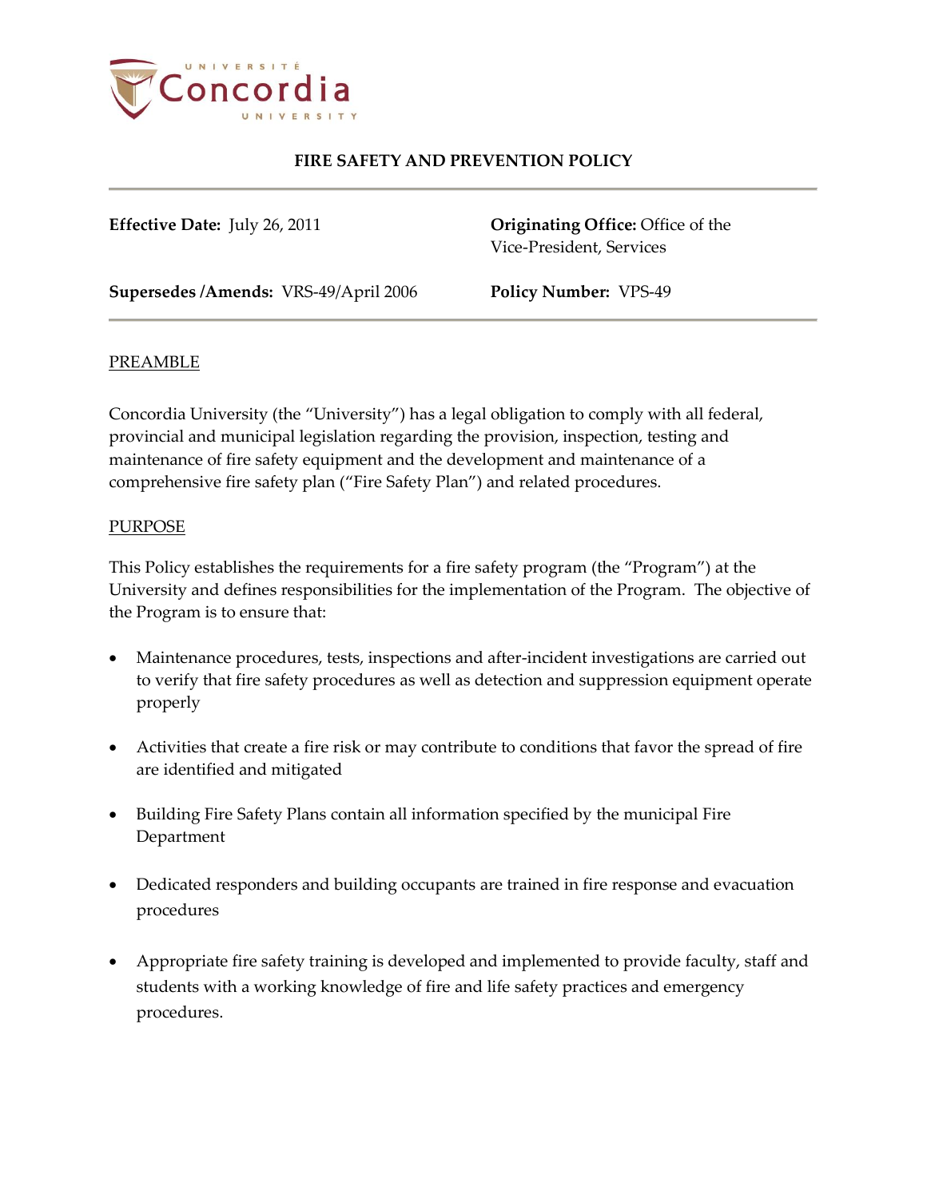# FIRE SAFETY AND PREVENTION POLICY

**Effective Date:** July 26, 2011

**Originating Office:** Office of the Vice-President, Services

**Supersedes /Amends:** VRS-49/April 2006

**Policy Number:** VPS-49

## PREAMBLE

Concordia University (the "University") has a legal obligation to comply with all federal, provincial and municipal legislation regarding the provision, inspection, testing and maintenance of fire safety equipment and the development and maintenance of a comprehensive fire safety plan ("Fire Safety Plan") and related procedures.

## PURPOSE

This Policy establishes the requirements for a fire safety program (the "Program") at the University and defines responsibilities for the implementation of the Program. The objective of the Program is to ensure that:

- Maintenance procedures, tests, inspections and after-incident investigations are carried out to verify that fire safety procedures as well as detection and suppression equipment operate properly
- Activities that create a fire risk or may contribute to conditions that favor the spread of fire are identified and mitigated
- Building Fire Safety Plans contain all information specified by the municipal Fire Department
- Dedicated responders and building occupants are trained in fire response and evacuation procedures
- Appropriate fire safety training is developed and implemented to provide faculty, staff and students with a working knowledge of fire and life safety practices and emergency procedures.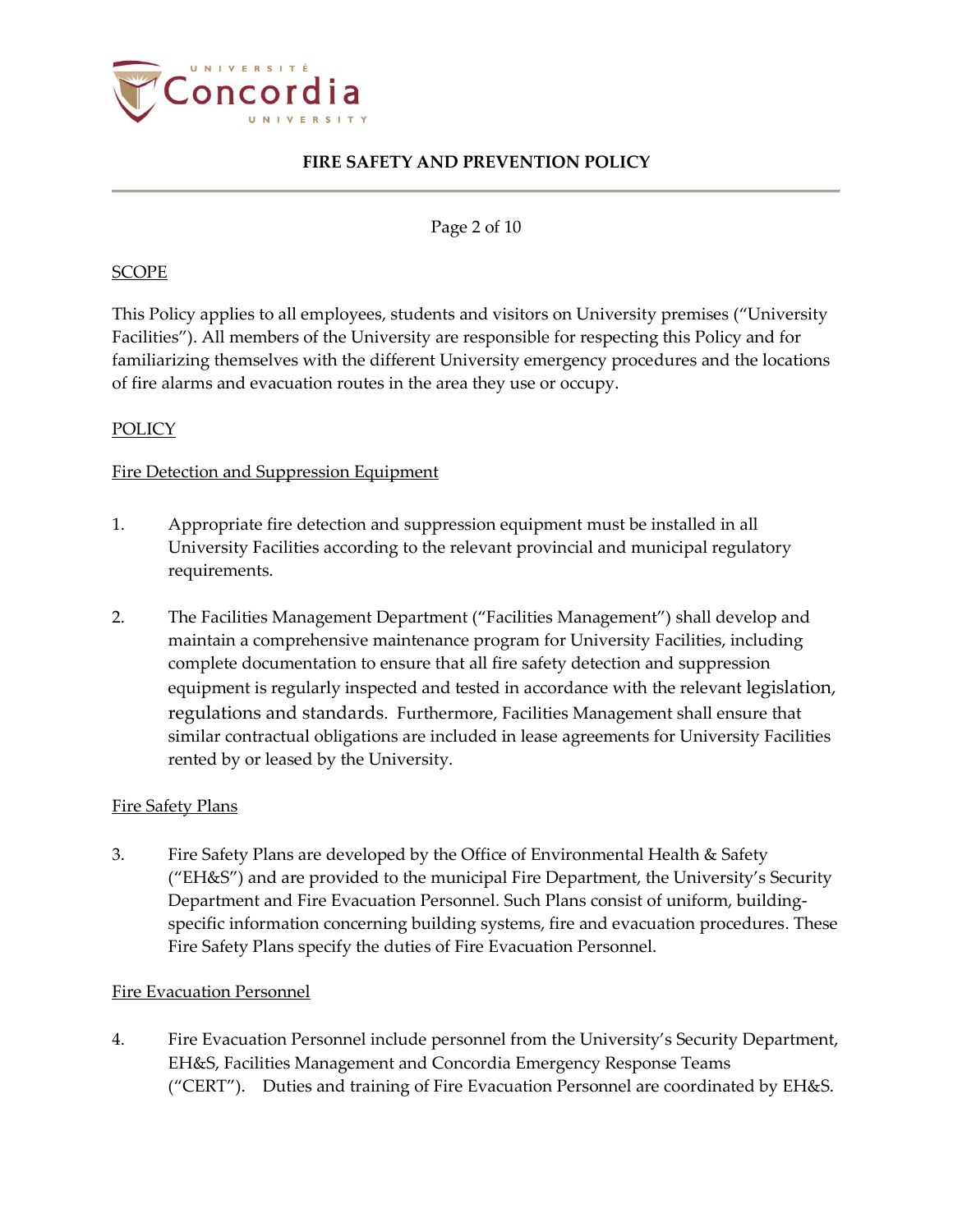## SCOPE

This Policy applies to all employees, students and visitors on University premises ("University Facilities"). All members of the University are responsible for respecting this Policy and for familiarizing themselves with the different University emergency procedures and the locations of fire alarms and evacuation routes in the area they use or occupy.

## POLICY

### Fire Detection and Suppression Equipment

1. Appropriate fire detection and suppression equipment must be installed in all University Facilities according to the relevant provincial and municipal regulatory requirements.

2. The Facilities Management Department ("Facilities Management") shall develop and maintain a comprehensive maintenance program for University Facilities, including complete documentation to ensure that all fire safety detection and suppression equipment is regularly inspected and tested in accordance with the relevant legislation, regulations and standards. Furthermore, Facilities Management shall ensure that similar contractual obligations are included in lease agreements for University Facilities rented by or leased by the University.

### Fire Safety Plans

3. Fire Safety Plans are developed by the Office of Environmental Health & Safety ("EH&S") and are provided to the municipal Fire Department, the University's Security Department and Fire Evacuation Personnel. Such Plans consist of uniform, building-specific information concerning building systems, fire and evacuation procedures. These Fire Safety Plans specify the duties of Fire Evacuation Personnel.

### Fire Evacuation Personnel

4. Fire Evacuation Personnel include personnel from the University's Security Department, EH&S, Facilities Management and Concordia Emergency Response Teams ("CERT"). Duties and training of Fire Evacuation Personnel are coordinated by EH&S.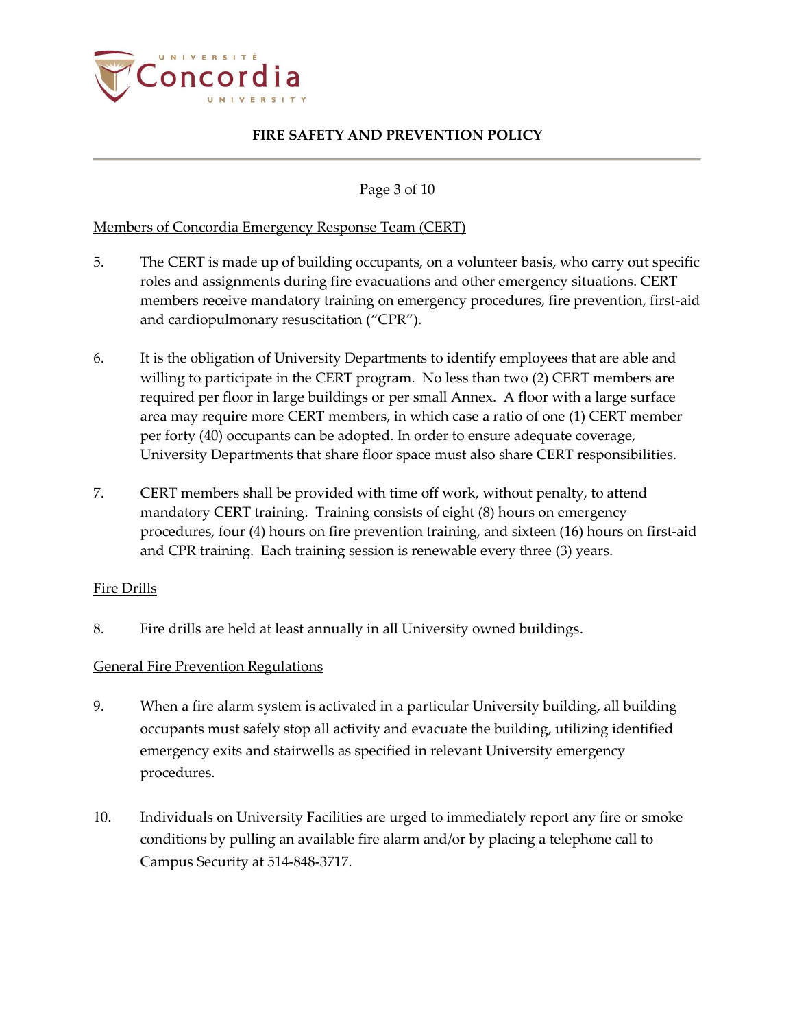Members of Concordia Emergency Response Team (CERT)

5. The CERT is made up of building occupants, on a volunteer basis, who carry out specific roles and assignments during fire evacuations and other emergency situations. CERT members receive mandatory training on emergency procedures, fire prevention, first-aid and cardiopulmonary resuscitation ("CPR").

6. It is the obligation of University Departments to identify employees that are able and willing to participate in the CERT program. No less than two (2) CERT members are required per floor in large buildings or per small Annex. A floor with a large surface area may require more CERT members, in which case a ratio of one (1) CERT member per forty (40) occupants can be adopted. In order to ensure adequate coverage, University Departments that share floor space must also share CERT responsibilities.

7. CERT members shall be provided with time off work, without penalty, to attend mandatory CERT training. Training consists of eight (8) hours on emergency procedures, four (4) hours on fire prevention training, and sixteen (16) hours on first-aid and CPR training. Each training session is renewable every three (3) years.

Fire Drills

8. Fire drills are held at least annually in all University owned buildings.

General Fire Prevention Regulations

9. When a fire alarm system is activated in a particular University building, all building occupants must safely stop all activity and evacuate the building, utilizing identified emergency exits and stairwells as specified in relevant University emergency procedures.

10. Individuals on University Facilities are urged to immediately report any fire or smoke conditions by pulling an available fire alarm and/or by placing a telephone call to Campus Security at 514-848-3717.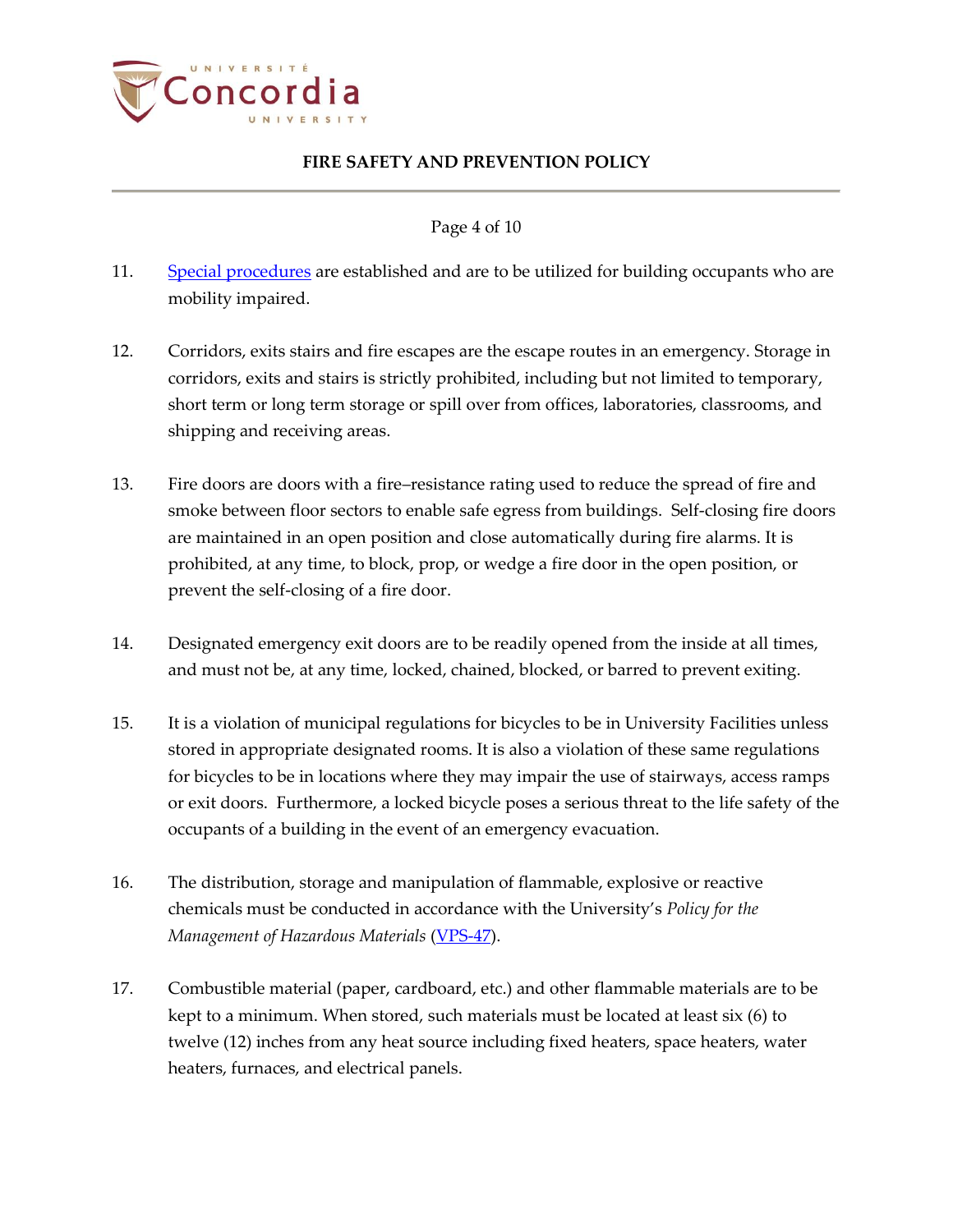11. [Special procedures]() are established and are to be utilized for building occupants who are mobility impaired.

12. Corridors, exits stairs and fire escapes are the escape routes in an emergency. Storage in corridors, exits and stairs is strictly prohibited, including but not limited to temporary, short term or long term storage or spill over from offices, laboratories, classrooms, and shipping and receiving areas.

13. Fire doors are doors with a fire–resistance rating used to reduce the spread of fire and smoke between floor sectors to enable safe egress from buildings. Self-closing fire doors are maintained in an open position and close automatically during fire alarms. It is prohibited, at any time, to block, prop, or wedge a fire door in the open position, or prevent the self-closing of a fire door.

14. Designated emergency exit doors are to be readily opened from the inside at all times, and must not be, at any time, locked, chained, blocked, or barred to prevent exiting.

15. It is a violation of municipal regulations for bicycles to be in University Facilities unless stored in appropriate designated rooms. It is also a violation of these same regulations for bicycles to be in locations where they may impair the use of stairways, access ramps or exit doors. Furthermore, a locked bicycle poses a serious threat to the life safety of the occupants of a building in the event of an emergency evacuation.

16. The distribution, storage and manipulation of flammable, explosive or reactive chemicals must be conducted in accordance with the University's *Policy for the Management of Hazardous Materials* ([VPS-47]()).

17. Combustible material (paper, cardboard, etc.) and other flammable materials are to be kept to a minimum. When stored, such materials must be located at least six (6) to twelve (12) inches from any heat source including fixed heaters, space heaters, water heaters, furnaces, and electrical panels.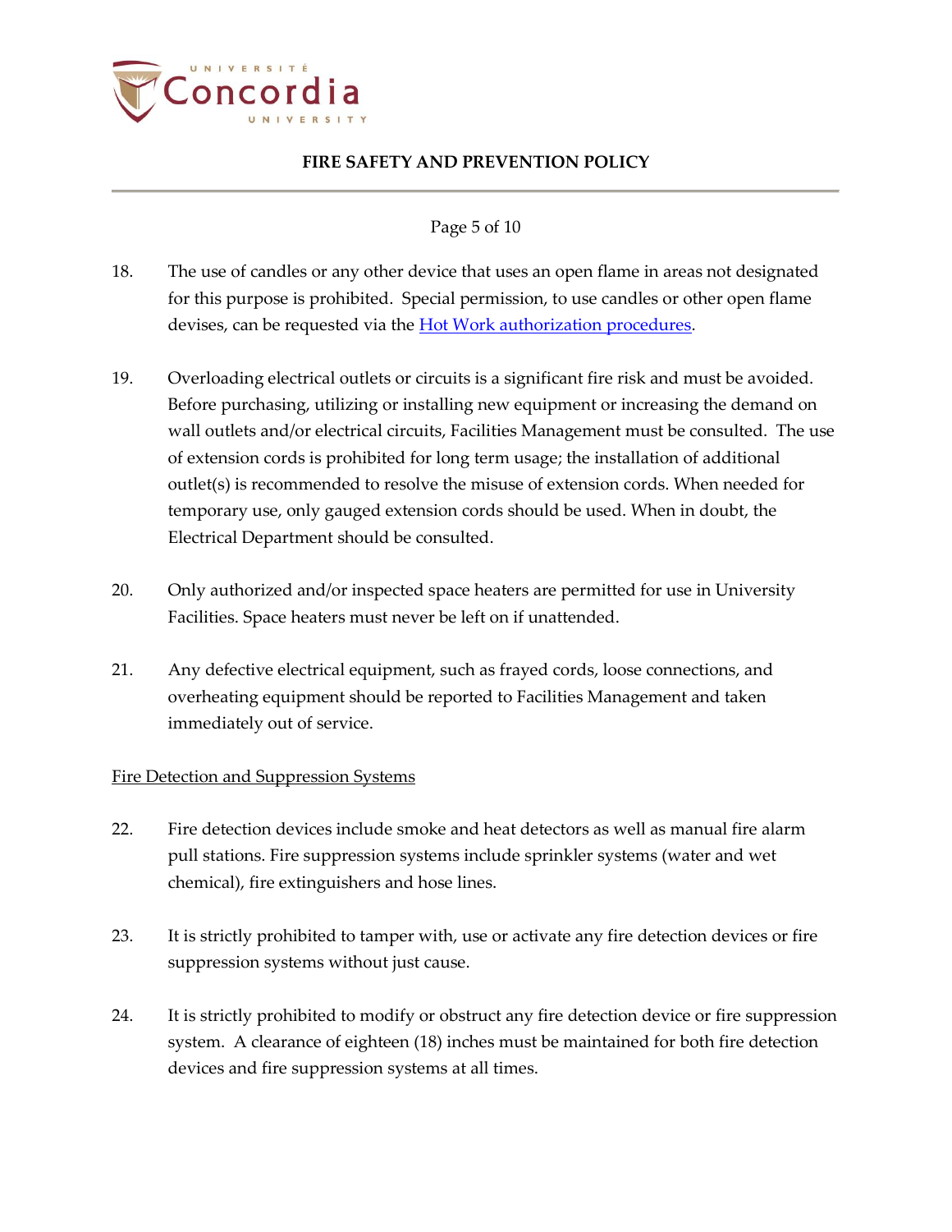18. The use of candles or any other device that uses an open flame in areas not designated for this purpose is prohibited. Special permission, to use candles or other open flame devises, can be requested via the [Hot Work authorization procedures](#).

19. Overloading electrical outlets or circuits is a significant fire risk and must be avoided. Before purchasing, utilizing or installing new equipment or increasing the demand on wall outlets and/or electrical circuits, Facilities Management must be consulted. The use of extension cords is prohibited for long term usage; the installation of additional outlet(s) is recommended to resolve the misuse of extension cords. When needed for temporary use, only gauged extension cords should be used. When in doubt, the Electrical Department should be consulted.

20. Only authorized and/or inspected space heaters are permitted for use in University Facilities. Space heaters must never be left on if unattended.

21. Any defective electrical equipment, such as frayed cords, loose connections, and overheating equipment should be reported to Facilities Management and taken immediately out of service.

<u>Fire Detection and Suppression Systems</u>

22. Fire detection devices include smoke and heat detectors as well as manual fire alarm pull stations. Fire suppression systems include sprinkler systems (water and wet chemical), fire extinguishers and hose lines.

23. It is strictly prohibited to tamper with, use or activate any fire detection devices or fire suppression systems without just cause.

24. It is strictly prohibited to modify or obstruct any fire detection device or fire suppression system. A clearance of eighteen (18) inches must be maintained for both fire detection devices and fire suppression systems at all times.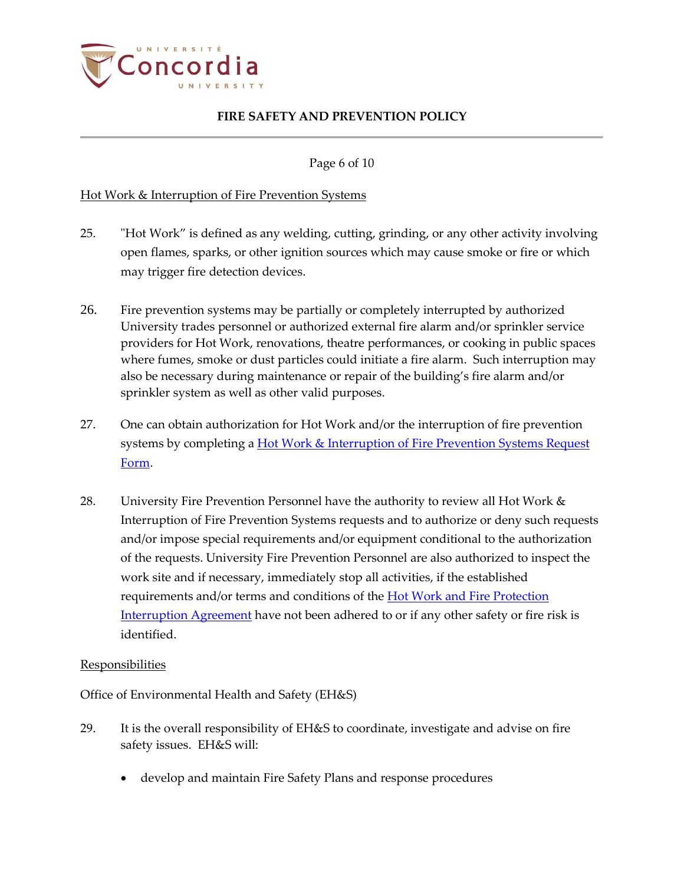Hot Work & Interruption of Fire Prevention Systems

25. "Hot Work" is defined as any welding, cutting, grinding, or any other activity involving open flames, sparks, or other ignition sources which may cause smoke or fire or which may trigger fire detection devices.

26. Fire prevention systems may be partially or completely interrupted by authorized University trades personnel or authorized external fire alarm and/or sprinkler service providers for Hot Work, renovations, theatre performances, or cooking in public spaces where fumes, smoke or dust particles could initiate a fire alarm. Such interruption may also be necessary during maintenance or repair of the building's fire alarm and/or sprinkler system as well as other valid purposes.

27. One can obtain authorization for Hot Work and/or the interruption of fire prevention systems by completing a Hot Work & Interruption of Fire Prevention Systems Request Form.

28. University Fire Prevention Personnel have the authority to review all Hot Work & Interruption of Fire Prevention Systems requests and to authorize or deny such requests and/or impose special requirements and/or equipment conditional to the authorization of the requests. University Fire Prevention Personnel are also authorized to inspect the work site and if necessary, immediately stop all activities, if the established requirements and/or terms and conditions of the Hot Work and Fire Protection Interruption Agreement have not been adhered to or if any other safety or fire risk is identified.

Responsibilities

Office of Environmental Health and Safety (EH&S)

29. It is the overall responsibility of EH&S to coordinate, investigate and advise on fire safety issues. EH&S will:

- develop and maintain Fire Safety Plans and response procedures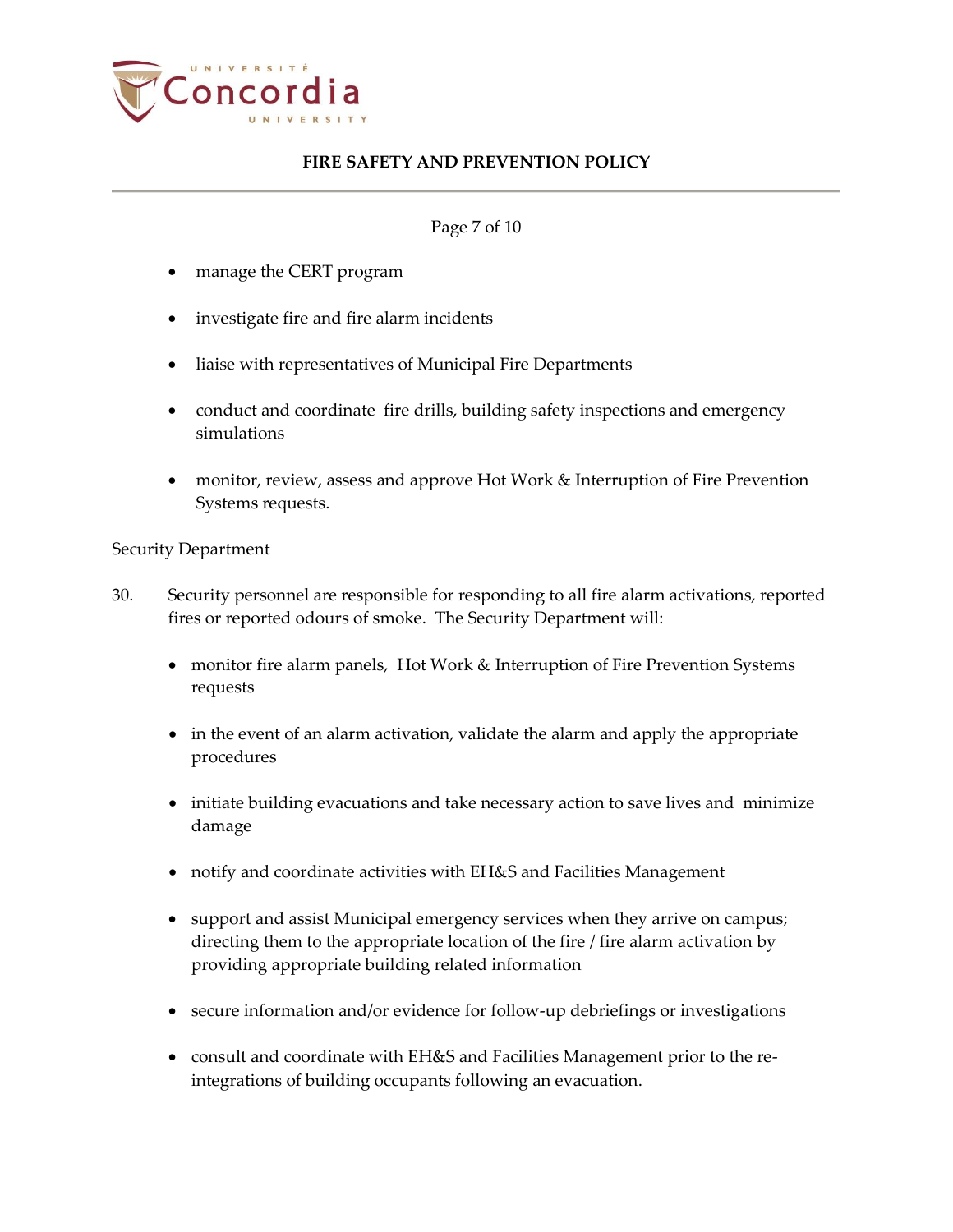- manage the CERT program
- investigate fire and fire alarm incidents
- liaise with representatives of Municipal Fire Departments
- conduct and coordinate fire drills, building safety inspections and emergency simulations
- monitor, review, assess and approve Hot Work & Interruption of Fire Prevention Systems requests.

Security Department

30. Security personnel are responsible for responding to all fire alarm activations, reported fires or reported odours of smoke. The Security Department will:

    - monitor fire alarm panels, Hot Work & Interruption of Fire Prevention Systems requests
    - in the event of an alarm activation, validate the alarm and apply the appropriate procedures
    - initiate building evacuations and take necessary action to save lives and minimize damage
    - notify and coordinate activities with EH&S and Facilities Management
    - support and assist Municipal emergency services when they arrive on campus; directing them to the appropriate location of the fire / fire alarm activation by providing appropriate building related information
    - secure information and/or evidence for follow-up debriefings or investigations
    - consult and coordinate with EH&S and Facilities Management prior to the re-integrations of building occupants following an evacuation.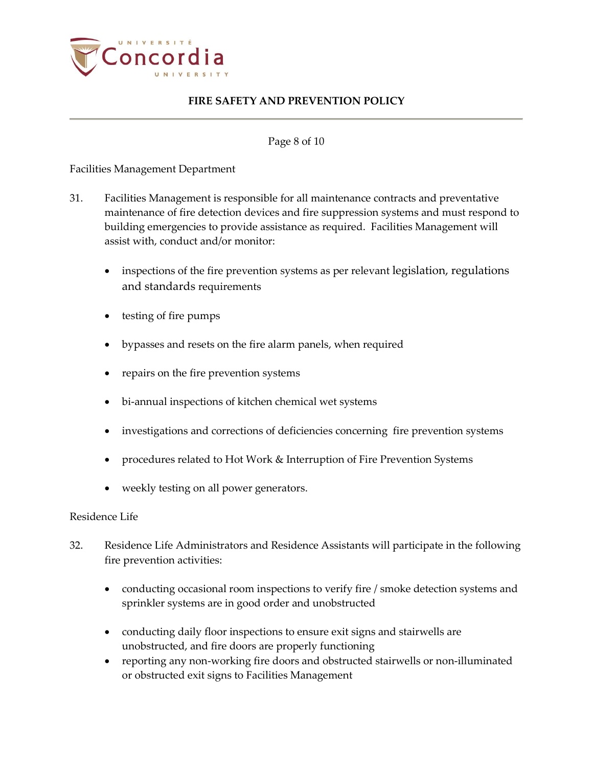Facilities Management Department

31. Facilities Management is responsible for all maintenance contracts and preventative maintenance of fire detection devices and fire suppression systems and must respond to building emergencies to provide assistance as required. Facilities Management will assist with, conduct and/or monitor:

    - inspections of the fire prevention systems as per relevant legislation, regulations and standards requirements
    - testing of fire pumps
    - bypasses and resets on the fire alarm panels, when required
    - repairs on the fire prevention systems
    - bi-annual inspections of kitchen chemical wet systems
    - investigations and corrections of deficiencies concerning fire prevention systems
    - procedures related to Hot Work & Interruption of Fire Prevention Systems
    - weekly testing on all power generators.

Residence Life

32. Residence Life Administrators and Residence Assistants will participate in the following fire prevention activities:

    - conducting occasional room inspections to verify fire / smoke detection systems and sprinkler systems are in good order and unobstructed
    - conducting daily floor inspections to ensure exit signs and stairwells are unobstructed, and fire doors are properly functioning
    - reporting any non-working fire doors and obstructed stairwells or non-illuminated or obstructed exit signs to Facilities Management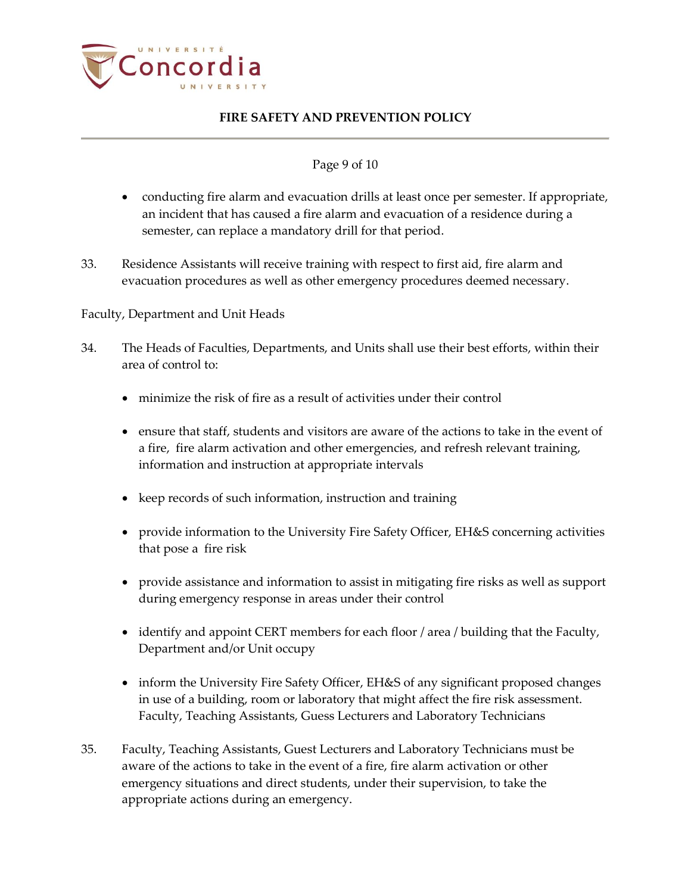- conducting fire alarm and evacuation drills at least once per semester. If appropriate, an incident that has caused a fire alarm and evacuation of a residence during a semester, can replace a mandatory drill for that period.

33. Residence Assistants will receive training with respect to first aid, fire alarm and evacuation procedures as well as other emergency procedures deemed necessary.

Faculty, Department and Unit Heads

34. The Heads of Faculties, Departments, and Units shall use their best efforts, within their area of control to:

    - minimize the risk of fire as a result of activities under their control
    - ensure that staff, students and visitors are aware of the actions to take in the event of a fire, fire alarm activation and other emergencies, and refresh relevant training, information and instruction at appropriate intervals
    - keep records of such information, instruction and training
    - provide information to the University Fire Safety Officer, EH&S concerning activities that pose a fire risk
    - provide assistance and information to assist in mitigating fire risks as well as support during emergency response in areas under their control
    - identify and appoint CERT members for each floor / area / building that the Faculty, Department and/or Unit occupy
    - inform the University Fire Safety Officer, EH&S of any significant proposed changes in use of a building, room or laboratory that might affect the fire risk assessment.

Faculty, Teaching Assistants, Guess Lecturers and Laboratory Technicians

35. Faculty, Teaching Assistants, Guest Lecturers and Laboratory Technicians must be aware of the actions to take in the event of a fire, fire alarm activation or other emergency situations and direct students, under their supervision, to take the appropriate actions during an emergency.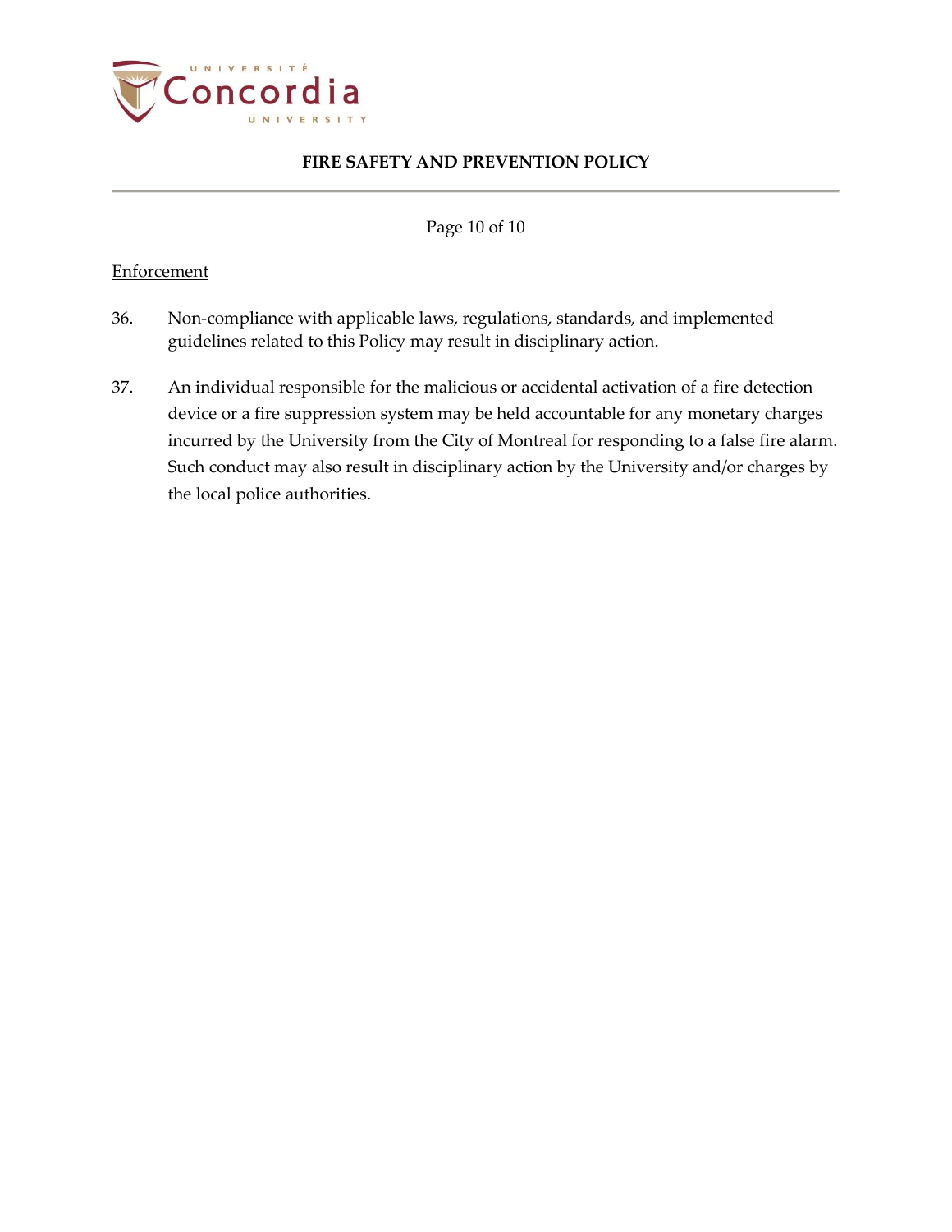Enforcement

36. Non-compliance with applicable laws, regulations, standards, and implemented guidelines related to this Policy may result in disciplinary action.

37. An individual responsible for the malicious or accidental activation of a fire detection device or a fire suppression system may be held accountable for any monetary charges incurred by the University from the City of Montreal for responding to a false fire alarm. Such conduct may also result in disciplinary action by the University and/or charges by the local police authorities.